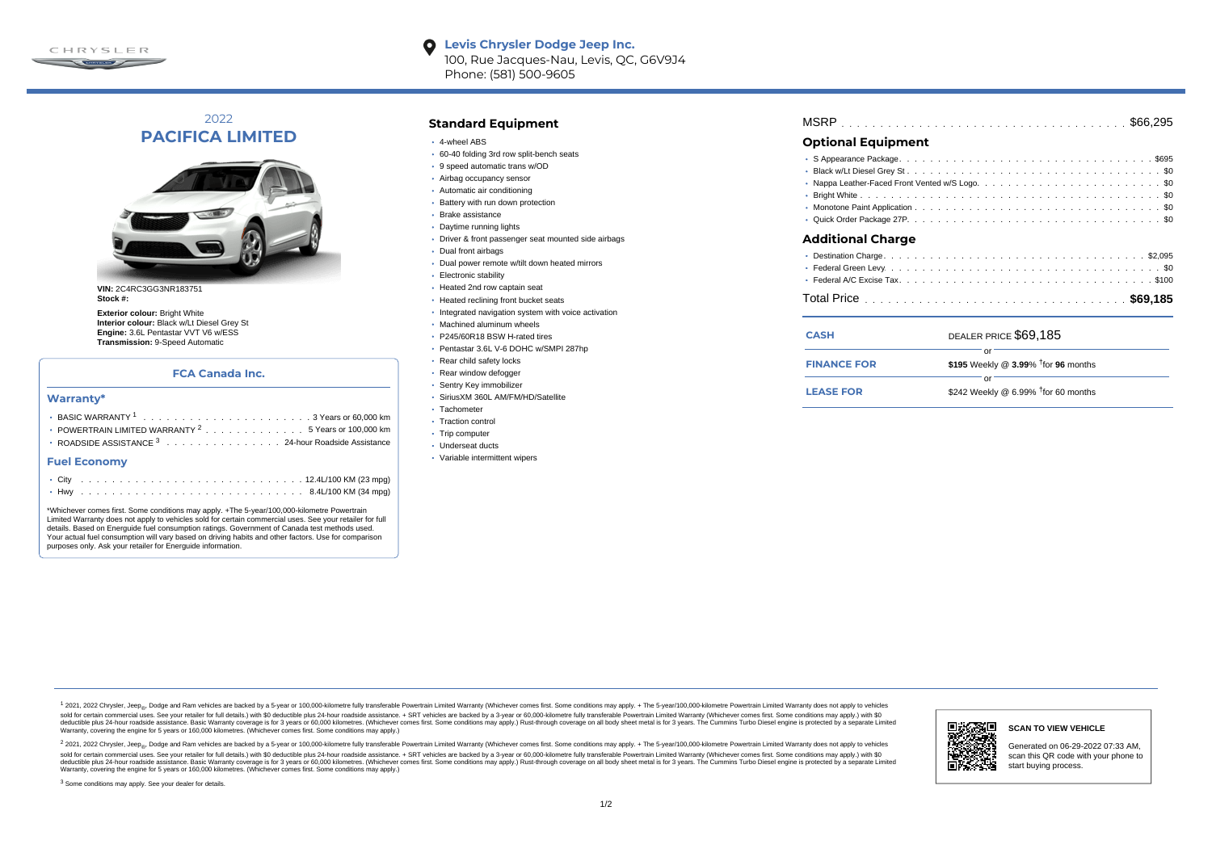**Levis Chrysler Dodge Jeep Inc.**
100, Rue Jacques-Nau, Levis, QC, G6V9J4
Phone: (581) 500-9605

# 2022 PACIFICA LIMITED

**VIN:** 2C4RC3GG3NR183751
**Stock #:**

**Exterior colour:** Bright White
**Interior colour:** Black w/Lt Diesel Grey St
**Engine:** 3.6L Pentastar VVT V6 w/ESS
**Transmission:** 9-Speed Automatic

### FCA Canada Inc.

## Warranty*

- BASIC WARRANTY [1] . . . . . 3 Years or 60,000 km
- POWERTRAIN LIMITED WARRANTY [2] . . . . . 5 Years or 100,000 km
- ROADSIDE ASSISTANCE [3] . . . . . 24-hour Roadside Assistance

## Fuel Economy

- City . . . . . 12.4L/100 KM (23 mpg)
- Hwy . . . . . 8.4L/100 KM (34 mpg)

*Whichever comes first. Some conditions may apply. +The 5-year/100,000-kilometre Powertrain Limited Warranty does not apply to vehicles sold for certain commercial uses. See your retailer for full details. Based on Energuide fuel consumption ratings. Government of Canada test methods used. Your actual fuel consumption will vary based on driving habits and other factors. Use for comparison purposes only. Ask your retailer for Energuide information.

## Standard Equipment

- 4-wheel ABS
- 60-40 folding 3rd row split-bench seats
- 9 speed automatic trans w/OD
- Airbag occupancy sensor
- Automatic air conditioning
- Battery with run down protection
- Brake assistance
- Daytime running lights
- Driver & front passenger seat mounted side airbags
- Dual front airbags
- Dual power remote w/tilt down heated mirrors
- Electronic stability
- Heated 2nd row captain seat
- Heated reclining front bucket seats
- Integrated navigation system with voice activation
- Machined aluminum wheels
- P245/60R18 BSW H-rated tires
- Pentastar 3.6L V-6 DOHC w/SMPI 287hp
- Rear child safety locks
- Rear window defogger
- Sentry Key immobilizer
- SiriusXM 360L AM/FM/HD/Satellite
- Tachometer
- Traction control
- Trip computer
- Underseat ducts
- Variable intermittent wipers

MSRP . . . . . $66,295

## Optional Equipment

- S Appearance Package . . . . . $695
- Black w/Lt Diesel Grey St . . . . . $0
- Nappa Leather-Faced Front Vented w/S Logo. . . . . $0
- Bright White . . . . . $0
- Monotone Paint Application . . . . . $0
- Quick Order Package 27P. . . . . $0

## Additional Charge

- Destination Charge. . . . . $2,095
- Federal Green Levy. . . . . $0
- Federal A/C Excise Tax. . . . . $100

Total Price . . . . . **$69,185**

| | |
|---|---|
| **CASH** | DEALER PRICE $69,185 |
| | or |
| **FINANCE FOR** | **$195** Weekly @ **3.99**% †for **96** months |
| | or |
| **LEASE FOR** | $242 Weekly @ 6.99% †for 60 months |

[1] 2021, 2022 Chrysler, Jeep®, Dodge and Ram vehicles are backed by a 5-year or 100,000-kilometre fully transferable Powertrain Limited Warranty (Whichever comes first. Some conditions may apply. + The 5-year/100,000-kilometre Powertrain Limited Warranty does not apply to vehicles sold for certain commercial uses. See your retailer for full details.) with $0 deductible plus 24-hour roadside assistance. + SRT vehicles are backed by a 3-year or 60,000-kilometre fully transferable Powertrain Limited Warranty (Whichever comes first. Some conditions may apply.) with $0 deductible plus 24-hour roadside assistance. Basic Warranty coverage is for 3 years or 60,000 kilometres. (Whichever comes first. Some conditions may apply.) Rust-through coverage on all body sheet metal is for 3 years. The Cummins Turbo Diesel engine is protected by a separate Limited Warranty, covering the engine for 5 years or 160,000 kilometres. (Whichever comes first. Some conditions may apply.)

[2] 2021, 2022 Chrysler, Jeep®, Dodge and Ram vehicles are backed by a 5-year or 100,000-kilometre fully transferable Powertrain Limited Warranty (Whichever comes first. Some conditions may apply. + The 5-year/100,000-kilometre Powertrain Limited Warranty does not apply to vehicles sold for certain commercial uses. See your retailer for full details.) with $0 deductible plus 24-hour roadside assistance. + SRT vehicles are backed by a 3-year or 60,000-kilometre fully transferable Powertrain Limited Warranty (Whichever comes first. Some conditions may apply.) with $0 deductible plus 24-hour roadside assistance. Basic Warranty coverage is for 3 years or 60,000 kilometres. (Whichever comes first. Some conditions may apply.) Rust-through coverage on all body sheet metal is for 3 years. The Cummins Turbo Diesel engine is protected by a separate Limited Warranty, covering the engine for 5 years or 160,000 kilometres. (Whichever comes first. Some conditions may apply.)

[3] Some conditions may apply. See your dealer for details.

**SCAN TO VIEW VEHICLE**

Generated on 06-29-2022 07:33 AM, scan this QR code with your phone to start buying process.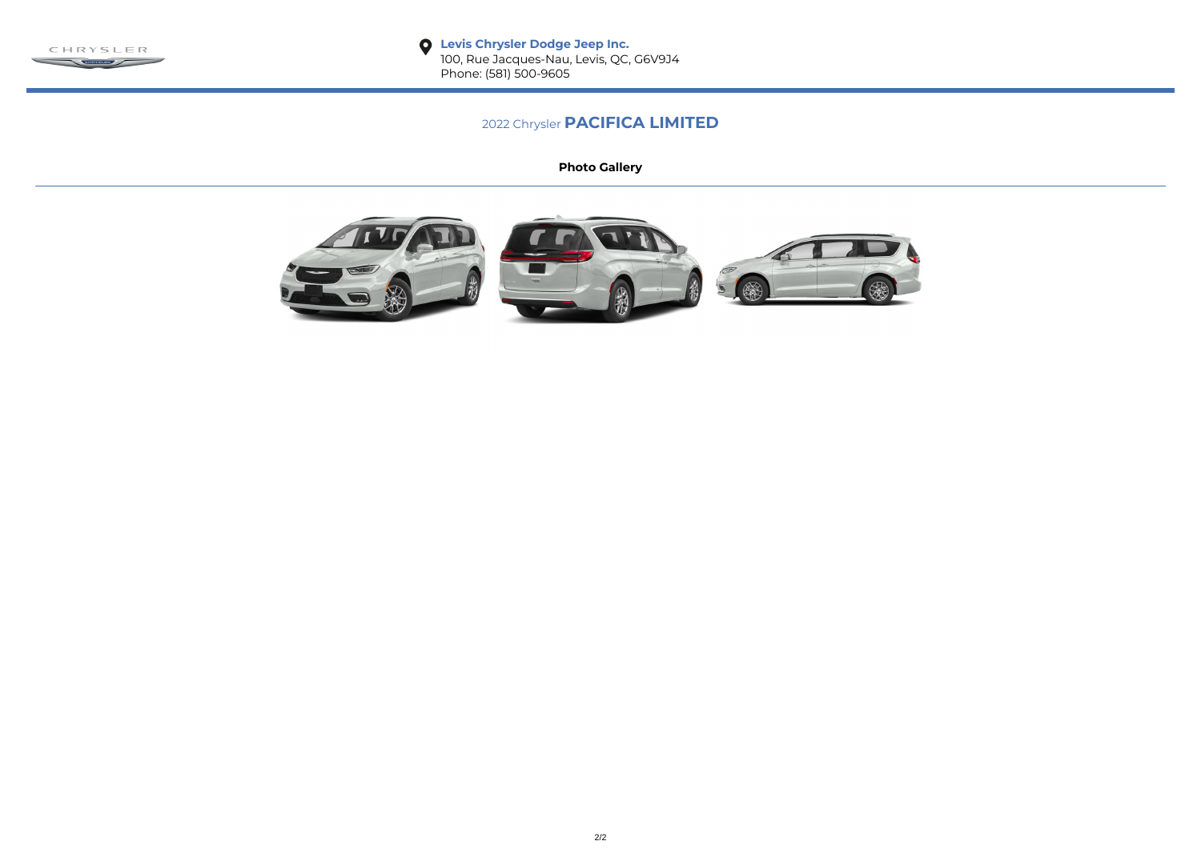**Levis Chrysler Dodge Jeep Inc.**
100, Rue Jacques-Nau, Levis, QC, G6V9J4
Phone: (581) 500-9605

# 2022 Chrysler **PACIFICA LIMITED**

**Photo Gallery**